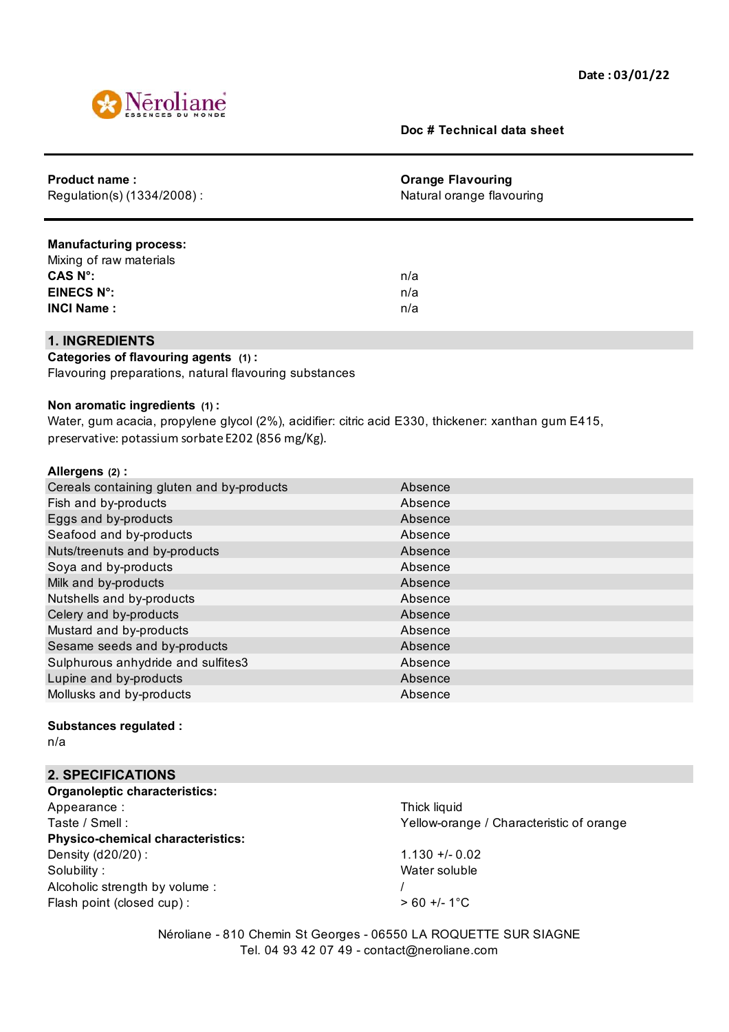Date : 03/01/22

Néroliane
ESSENCES DU MONDE

**Doc # Technical data sheet**

| | |
|---|---|
| **Product name :** | **Orange Flavouring** |
| Regulation(s) (1334/2008) : | Natural orange flavouring |

**Manufacturing process:**
Mixing of raw materials

| | |
|---|---|
| **CAS N°:** | n/a |
| **EINECS N°:** | n/a |
| **INCI Name :** | n/a |

## 1. INGREDIENTS

**Categories of flavouring agents** (1) **:**
Flavouring preparations, natural flavouring substances

**Non aromatic ingredients** (1) **:**
Water, gum acacia, propylene glycol (2%), acidifier: citric acid E330, thickener: xanthan gum E415, preservative: potassium sorbate E202 (856 mg/Kg).

**Allergens** (2) **:**

| | |
|---|---|
| Cereals containing gluten and by-products | Absence |
| Fish and by-products | Absence |
| Eggs and by-products | Absence |
| Seafood and by-products | Absence |
| Nuts/treenuts and by-products | Absence |
| Soya and by-products | Absence |
| Milk and by-products | Absence |
| Nutshells and by-products | Absence |
| Celery and by-products | Absence |
| Mustard and by-products | Absence |
| Sesame seeds and by-products | Absence |
| Sulphurous anhydride and sulfites3 | Absence |
| Lupine and by-products | Absence |
| Mollusks and by-products | Absence |

**Substances regulated :**
n/a

## 2. SPECIFICATIONS

**Organoleptic characteristics:**

| | |
|---|---|
| Appearance : | Thick liquid |
| Taste / Smell : | Yellow-orange / Characteristic of orange |

**Physico-chemical characteristics:**

| | |
|---|---|
| Density (d20/20) : | 1.130 +/- 0.02 |
| Solubility : | Water soluble |
| Alcoholic strength by volume : | / |
| Flash point (closed cup) : | > 60 +/- 1°C |

Néroliane - 810 Chemin St Georges - 06550 LA ROQUETTE SUR SIAGNE
Tel. 04 93 42 07 49 - contact@neroliane.com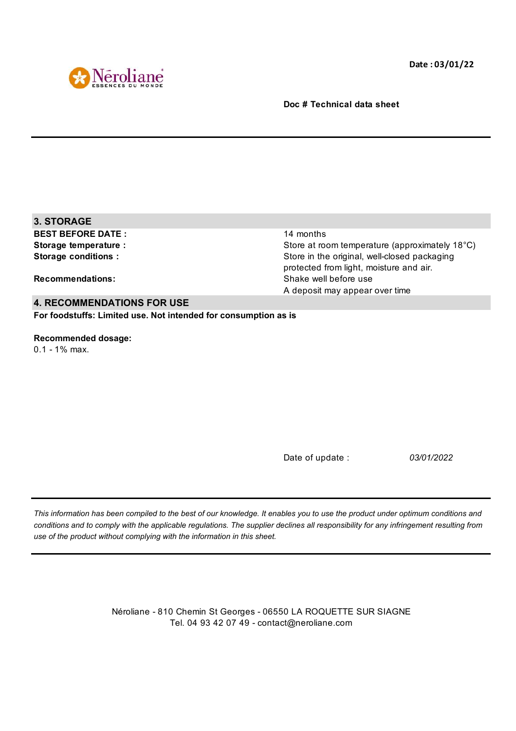## 3. STORAGE

| | |
|---|---|
| **BEST BEFORE DATE :** | 14 months |
| **Storage temperature :** | Store at room temperature (approximately 18°C) |
| **Storage conditions :** | Store in the original, well-closed packaging protected from light, moisture and air. |
| **Recommendations:** | Shake well before use<br>A deposit may appear over time |

## 4. RECOMMENDATIONS FOR USE

**For foodstuffs: Limited use. Not intended for consumption as is**

**Recommended dosage:**
0.1 - 1% max.

Date of update : *03/01/2022*

*This information has been compiled to the best of our knowledge. It enables you to use the product under optimum conditions and conditions and to comply with the applicable regulations. The supplier declines all responsibility for any infringement resulting from use of the product without complying with the information in this sheet.*

Néroliane - 810 Chemin St Georges - 06550 LA ROQUETTE SUR SIAGNE
Tel. 04 93 42 07 49 - contact@neroliane.com